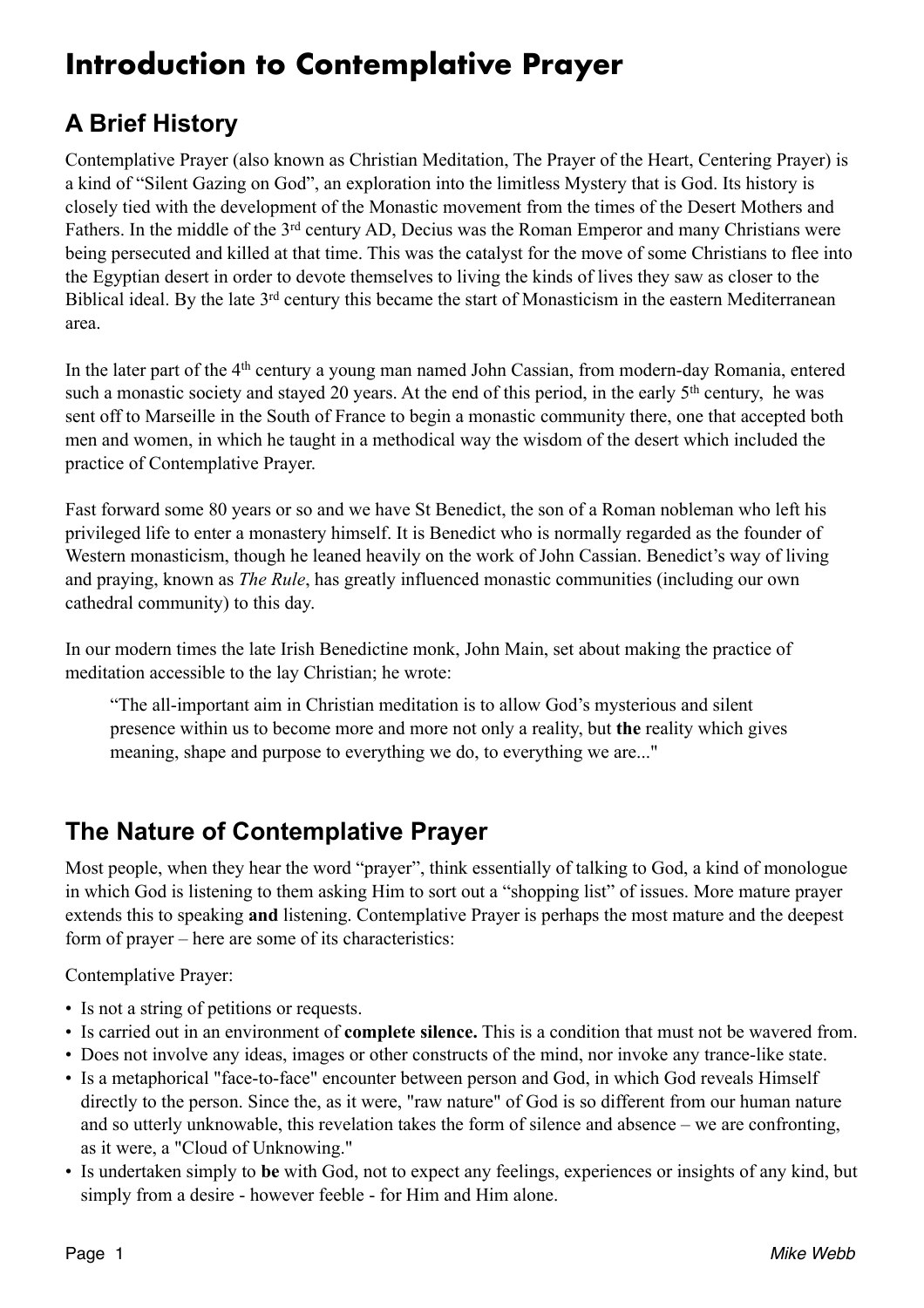# Introduction to Contemplative Prayer

## A Brief History

Contemplative Prayer (also known as Christian Meditation, The Prayer of the Heart, Centering Prayer) is a kind of "Silent Gazing on God", an exploration into the limitless Mystery that is God. Its history is closely tied with the development of the Monastic movement from the times of the Desert Mothers and Fathers. In the middle of the 3rd century AD, Decius was the Roman Emperor and many Christians were being persecuted and killed at that time. This was the catalyst for the move of some Christians to flee into the Egyptian desert in order to devote themselves to living the kinds of lives they saw as closer to the Biblical ideal. By the late 3rd century this became the start of Monasticism in the eastern Mediterranean area.

In the later part of the 4th century a young man named John Cassian, from modern-day Romania, entered such a monastic society and stayed 20 years. At the end of this period, in the early 5th century, he was sent off to Marseille in the South of France to begin a monastic community there, one that accepted both men and women, in which he taught in a methodical way the wisdom of the desert which included the practice of Contemplative Prayer.

Fast forward some 80 years or so and we have St Benedict, the son of a Roman nobleman who left his privileged life to enter a monastery himself. It is Benedict who is normally regarded as the founder of Western monasticism, though he leaned heavily on the work of John Cassian. Benedict's way of living and praying, known as *The Rule*, has greatly influenced monastic communities (including our own cathedral community) to this day.

In our modern times the late Irish Benedictine monk, John Main, set about making the practice of meditation accessible to the lay Christian; he wrote:

> "The all-important aim in Christian meditation is to allow God's mysterious and silent presence within us to become more and more not only a reality, but **the** reality which gives meaning, shape and purpose to everything we do, to everything we are..."

## The Nature of Contemplative Prayer

Most people, when they hear the word "prayer", think essentially of talking to God, a kind of monologue in which God is listening to them asking Him to sort out a "shopping list" of issues. More mature prayer extends this to speaking **and** listening. Contemplative Prayer is perhaps the most mature and the deepest form of prayer – here are some of its characteristics:

Contemplative Prayer:

- Is not a string of petitions or requests.
- Is carried out in an environment of **complete silence.** This is a condition that must not be wavered from.
- Does not involve any ideas, images or other constructs of the mind, nor invoke any trance-like state.
- Is a metaphorical "face-to-face" encounter between person and God, in which God reveals Himself directly to the person. Since the, as it were, "raw nature" of God is so different from our human nature and so utterly unknowable, this revelation takes the form of silence and absence – we are confronting, as it were, a "Cloud of Unknowing."
- Is undertaken simply to **be** with God, not to expect any feelings, experiences or insights of any kind, but simply from a desire - however feeble - for Him and Him alone.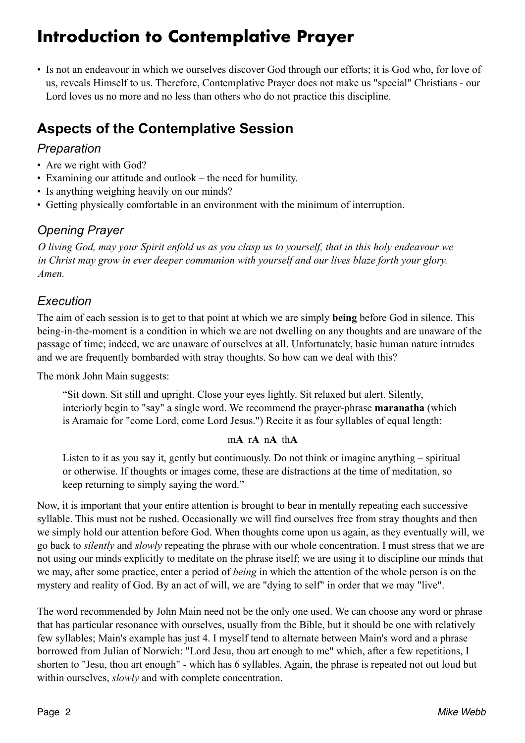# Introduction to Contemplative Prayer

- Is not an endeavour in which we ourselves discover God through our efforts; it is God who, for love of us, reveals Himself to us. Therefore, Contemplative Prayer does not make us "special" Christians - our Lord loves us no more and no less than others who do not practice this discipline.

## Aspects of the Contemplative Session

### *Preparation*

- Are we right with God?
- Examining our attitude and outlook – the need for humility.
- Is anything weighing heavily on our minds?
- Getting physically comfortable in an environment with the minimum of interruption.

### *Opening Prayer*

*O living God, may your Spirit enfold us as you clasp us to yourself, that in this holy endeavour we in Christ may grow in ever deeper communion with yourself and our lives blaze forth your glory. Amen.*

### *Execution*

The aim of each session is to get to that point at which we are simply **being** before God in silence. This being-in-the-moment is a condition in which we are not dwelling on any thoughts and are unaware of the passage of time; indeed, we are unaware of ourselves at all. Unfortunately, basic human nature intrudes and we are frequently bombarded with stray thoughts. So how can we deal with this?

The monk John Main suggests:

> “Sit down. Sit still and upright. Close your eyes lightly. Sit relaxed but alert. Silently, interiorly begin to "say" a single word. We recommend the prayer-phrase **maranatha** (which is Aramaic for "come Lord, come Lord Jesus.") Recite it as four syllables of equal length:
>
> m**A** r**A** n**A** th**A**
>
> Listen to it as you say it, gently but continuously. Do not think or imagine anything – spiritual or otherwise. If thoughts or images come, these are distractions at the time of meditation, so keep returning to simply saying the word.”

Now, it is important that your entire attention is brought to bear in mentally repeating each successive syllable. This must not be rushed. Occasionally we will find ourselves free from stray thoughts and then we simply hold our attention before God. When thoughts come upon us again, as they eventually will, we go back to *silently* and *slowly* repeating the phrase with our whole concentration. I must stress that we are not using our minds explicitly to meditate on the phrase itself; we are using it to discipline our minds that we may, after some practice, enter a period of *being* in which the attention of the whole person is on the mystery and reality of God. By an act of will, we are "dying to self" in order that we may "live".

The word recommended by John Main need not be the only one used. We can choose any word or phrase that has particular resonance with ourselves, usually from the Bible, but it should be one with relatively few syllables; Main's example has just 4. I myself tend to alternate between Main's word and a phrase borrowed from Julian of Norwich: "Lord Jesu, thou art enough to me" which, after a few repetitions, I shorten to "Jesu, thou art enough" - which has 6 syllables. Again, the phrase is repeated not out loud but within ourselves, *slowly* and with complete concentration.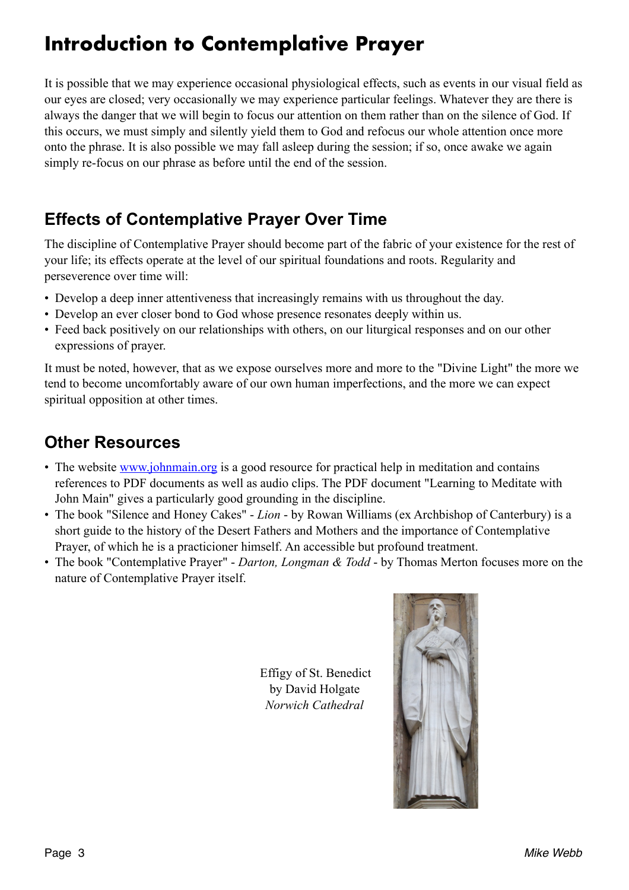# Introduction to Contemplative Prayer

It is possible that we may experience occasional physiological effects, such as events in our visual field as our eyes are closed; very occasionally we may experience particular feelings. Whatever they are there is always the danger that we will begin to focus our attention on them rather than on the silence of God. If this occurs, we must simply and silently yield them to God and refocus our whole attention once more onto the phrase. It is also possible we may fall asleep during the session; if so, once awake we again simply re-focus on our phrase as before until the end of the session.

## Effects of Contemplative Prayer Over Time

The discipline of Contemplative Prayer should become part of the fabric of your existence for the rest of your life; its effects operate at the level of our spiritual foundations and roots. Regularity and perseverence over time will:

- Develop a deep inner attentiveness that increasingly remains with us throughout the day.
- Develop an ever closer bond to God whose presence resonates deeply within us.
- Feed back positively on our relationships with others, on our liturgical responses and on our other expressions of prayer.

It must be noted, however, that as we expose ourselves more and more to the "Divine Light" the more we tend to become uncomfortably aware of our own human imperfections, and the more we can expect spiritual opposition at other times.

## Other Resources

- The website [www.johnmain.org](http://www.johnmain.org) is a good resource for practical help in meditation and contains references to PDF documents as well as audio clips. The PDF document "Learning to Meditate with John Main" gives a particularly good grounding in the discipline.
- The book "Silence and Honey Cakes" - *Lion* - by Rowan Williams (ex Archbishop of Canterbury) is a short guide to the history of the Desert Fathers and Mothers and the importance of Contemplative Prayer, of which he is a practicioner himself. An accessible but profound treatment.
- The book "Contemplative Prayer" - *Darton, Longman & Todd* - by Thomas Merton focuses more on the nature of Contemplative Prayer itself.

Effigy of St. Benedict
by David Holgate
*Norwich Cathedral*